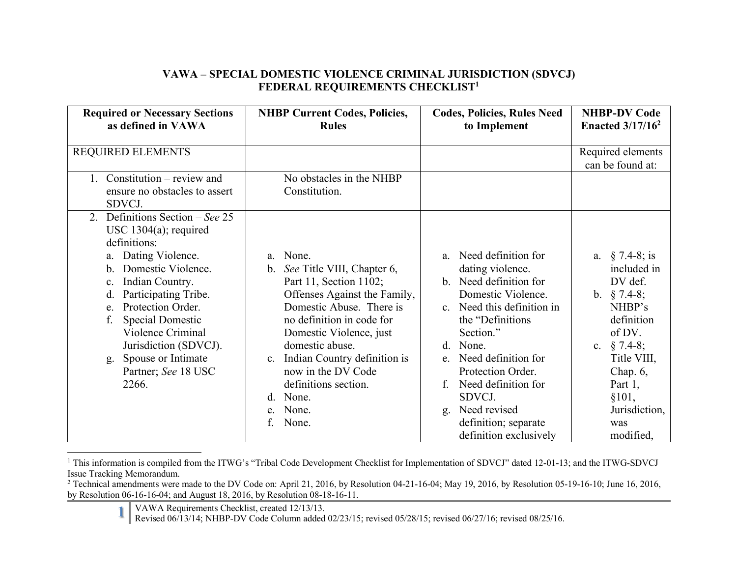# VAWA – SPECIAL DOMESTIC VIOLENCE CRIMINAL JURISDICTION (SDVCJ) FEDERAL REQUIREMENTS CHECKLIST[1]

| Required or Necessary Sections as defined in VAWA | NHBP Current Codes, Policies, Rules | Codes, Policies, Rules Need to Implement | NHBP-DV Code Enacted 3/17/16[2] |
|---|---|---|---|
| REQUIRED ELEMENTS | | | Required elements can be found at: |
| 1. Constitution – review and ensure no obstacles to assert SDVCJ. | No obstacles in the NHBP Constitution. | | |
| 2. Definitions Section – *See* 25 USC 1304(a); required definitions:<br>a. Dating Violence.<br>b. Domestic Violence.<br>c. Indian Country.<br>d. Participating Tribe.<br>e. Protection Order.<br>f. Special Domestic Violence Criminal Jurisdiction (SDVCJ).<br>g. Spouse or Intimate Partner; *See* 18 USC 2266. | a. None.<br>b. *See* Title VIII, Chapter 6, Part 11, Section 1102; Offenses Against the Family, Domestic Abuse. There is no definition in code for Domestic Violence, just domestic abuse.<br>c. Indian Country definition is now in the DV Code definitions section.<br>d. None.<br>e. None.<br>f. None. | a. Need definition for dating violence.<br>b. Need definition for Domestic Violence.<br>c. Need this definition in the "Definitions Section."<br>d. None.<br>e. Need definition for Protection Order.<br>f. Need definition for SDVCJ.<br>g. Need revised definition; separate definition exclusively | a. § 7.4-8; is included in DV def.<br>b. § 7.4-8; NHBP's definition of DV.<br>c. § 7.4-8; Title VIII, Chap. 6, Part 1, §101, Jurisdiction, was modified, |

[1] This information is compiled from the ITWG's "Tribal Code Development Checklist for Implementation of SDVCJ" dated 12-01-13; and the ITWG-SDVCJ Issue Tracking Memorandum.

[2] Technical amendments were made to the DV Code on: April 21, 2016, by Resolution 04-21-16-04; May 19, 2016, by Resolution 05-19-16-10; June 16, 2016, by Resolution 06-16-16-04; and August 18, 2016, by Resolution 08-18-16-11.

VAWA Requirements Checklist, created 12/13/13.
Revised 06/13/14; NHBP-DV Code Column added 02/23/15; revised 05/28/15; revised 06/27/16; revised 08/25/16.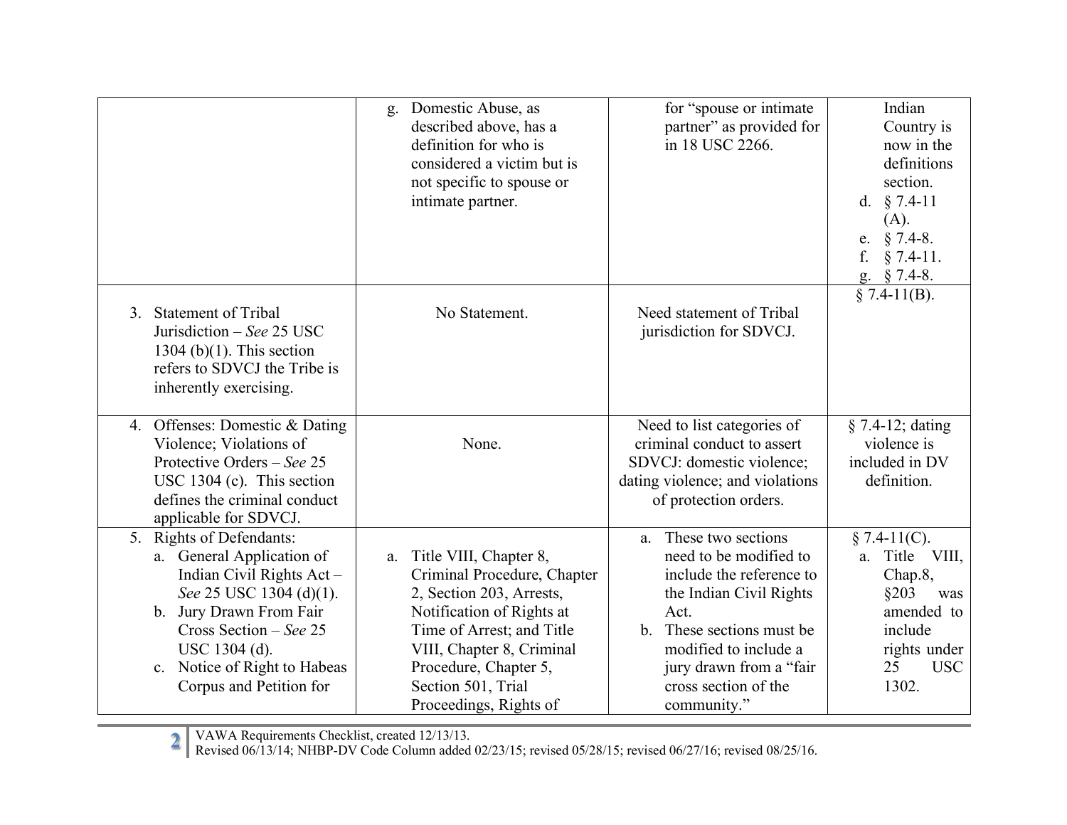| | | | |
|---|---|---|---|
| | g. Domestic Abuse, as described above, has a definition for who is considered a victim but is not specific to spouse or intimate partner. | for "spouse or intimate partner" as provided for in 18 USC 2266. | Indian Country is now in the definitions section.<br>d. § 7.4-11 (A).<br>e. § 7.4-8.<br>f. § 7.4-11.<br>g. § 7.4-8. |
| 3. Statement of Tribal Jurisdiction – *See* 25 USC 1304 (b)(1). This section refers to SDVCJ the Tribe is inherently exercising. | No Statement. | Need statement of Tribal jurisdiction for SDVCJ. | § 7.4-11(B). |
| 4. Offenses: Domestic & Dating Violence; Violations of Protective Orders – *See* 25 USC 1304 (c). This section defines the criminal conduct applicable for SDVCJ. | None. | Need to list categories of criminal conduct to assert SDVCJ: domestic violence; dating violence; and violations of protection orders. | § 7.4-12; dating violence is included in DV definition. |
| 5. Rights of Defendants:<br>a. General Application of Indian Civil Rights Act – *See* 25 USC 1304 (d)(1).<br>b. Jury Drawn From Fair Cross Section – *See* 25 USC 1304 (d).<br>c. Notice of Right to Habeas Corpus and Petition for | a. Title VIII, Chapter 8, Criminal Procedure, Chapter 2, Section 203, Arrests, Notification of Rights at Time of Arrest; and Title VIII, Chapter 8, Criminal Procedure, Chapter 5, Section 501, Trial Proceedings, Rights of | a. These two sections need to be modified to include the reference to the Indian Civil Rights Act.<br>b. These sections must be modified to include a jury drawn from a "fair cross section of the community." | § 7.4-11(C).<br>a. Title VIII, Chap.8, §203 was amended to include rights under 25 USC 1302. |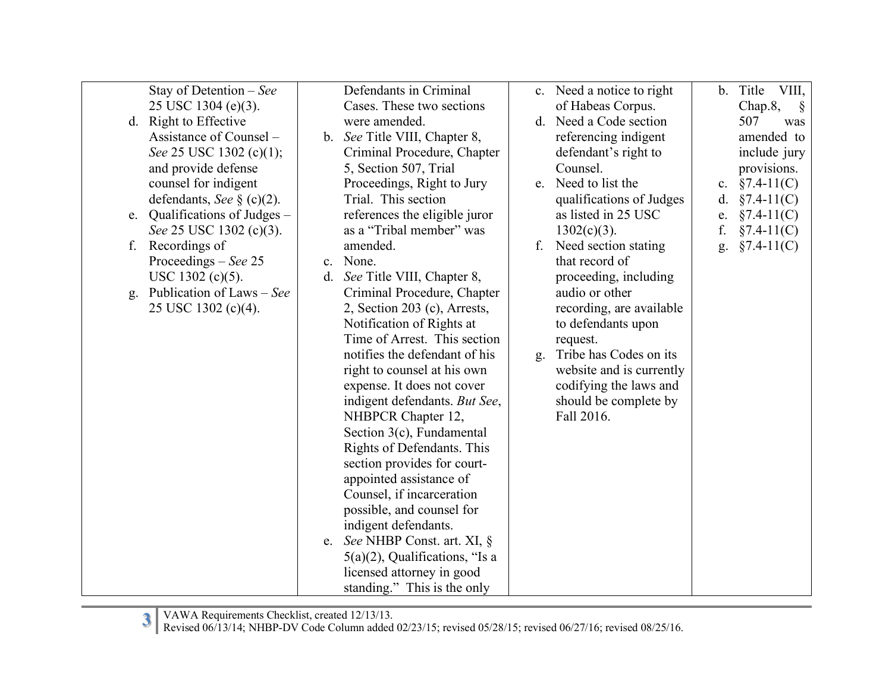| | | | |
|---|---|---|---|
| Stay of Detention – *See* 25 USC 1304 (e)(3).<br>d. Right to Effective Assistance of Counsel – *See* 25 USC 1302 (c)(1); and provide defense counsel for indigent defendants, *See* § (c)(2).<br>e. Qualifications of Judges – *See* 25 USC 1302 (c)(3).<br>f. Recordings of Proceedings – *See* 25 USC 1302 (c)(5).<br>g. Publication of Laws – *See* 25 USC 1302 (c)(4). | Defendants in Criminal Cases. These two sections were amended.<br>b. *See* Title VIII, Chapter 8, Criminal Procedure, Chapter 5, Section 507, Trial Proceedings, Right to Jury Trial. This section references the eligible juror as a "Tribal member" was amended.<br>c. None.<br>d. *See* Title VIII, Chapter 8, Criminal Procedure, Chapter 2, Section 203 (c), Arrests, Notification of Rights at Time of Arrest. This section notifies the defendant of his right to counsel at his own expense. It does not cover indigent defendants. *But See*, NHBPCR Chapter 12, Section 3(c), Fundamental Rights of Defendants. This section provides for court-appointed assistance of Counsel, if incarceration possible, and counsel for indigent defendants.<br>e. *See* NHBP Const. art. XI, § 5(a)(2), Qualifications, "Is a licensed attorney in good standing." This is the only | c. Need a notice to right of Habeas Corpus.<br>d. Need a Code section referencing indigent defendant's right to Counsel.<br>e. Need to list the qualifications of Judges as listed in 25 USC 1302(c)(3).<br>f. Need section stating that record of proceeding, including audio or other recording, are available to defendants upon request.<br>g. Tribe has Codes on its website and is currently codifying the laws and should be complete by Fall 2016. | b. Title VIII, Chap.8, § 507 was amended to include jury provisions.<br>c. §7.4-11(C)<br>d. §7.4-11(C)<br>e. §7.4-11(C)<br>f. §7.4-11(C)<br>g. §7.4-11(C) |

VAWA Requirements Checklist, created 12/13/13.
Revised 06/13/14; NHBP-DV Code Column added 02/23/15; revised 05/28/15; revised 06/27/16; revised 08/25/16.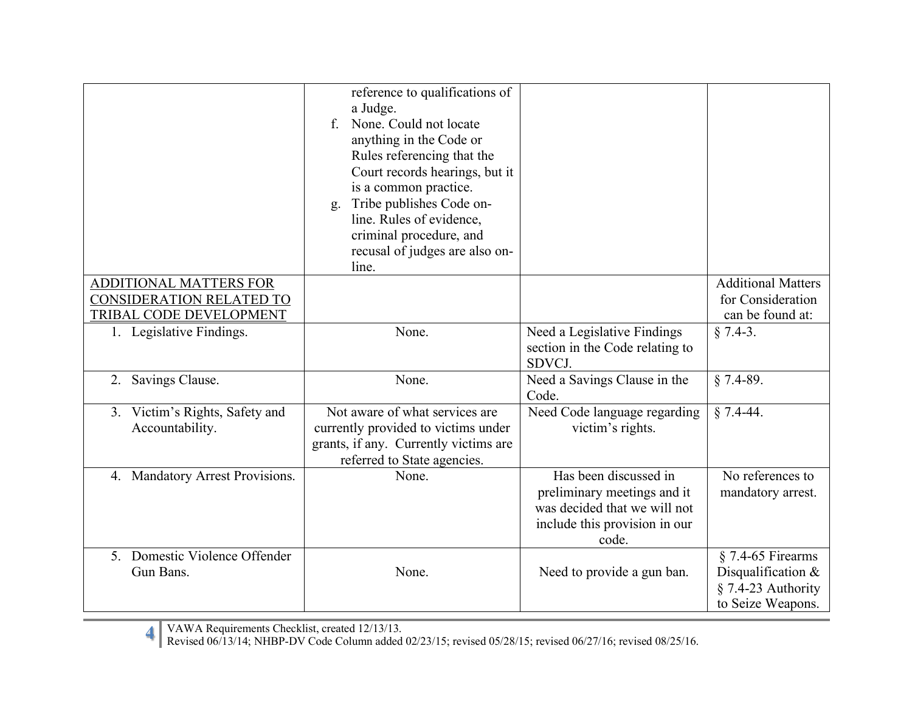| | | | |
|---|---|---|---|
| | reference to qualifications of a Judge.<br>f. None. Could not locate anything in the Code or Rules referencing that the Court records hearings, but it is a common practice.<br>g. Tribe publishes Code on-line. Rules of evidence, criminal procedure, and recusal of judges are also on-line. | | |
| <u>ADDITIONAL MATTERS FOR CONSIDERATION RELATED TO TRIBAL CODE DEVELOPMENT</u> | | | Additional Matters for Consideration can be found at: |
| 1. Legislative Findings. | None. | Need a Legislative Findings section in the Code relating to SDVCJ. | § 7.4-3. |
| 2. Savings Clause. | None. | Need a Savings Clause in the Code. | § 7.4-89. |
| 3. Victim's Rights, Safety and Accountability. | Not aware of what services are currently provided to victims under grants, if any. Currently victims are referred to State agencies. | Need Code language regarding victim's rights. | § 7.4-44. |
| 4. Mandatory Arrest Provisions. | None. | Has been discussed in preliminary meetings and it was decided that we will not include this provision in our code. | No references to mandatory arrest. |
| 5. Domestic Violence Offender Gun Bans. | None. | Need to provide a gun ban. | § 7.4-65 Firearms Disqualification & § 7.4-23 Authority to Seize Weapons. |

VAWA Requirements Checklist, created 12/13/13.
Revised 06/13/14; NHBP-DV Code Column added 02/23/15; revised 05/28/15; revised 06/27/16; revised 08/25/16.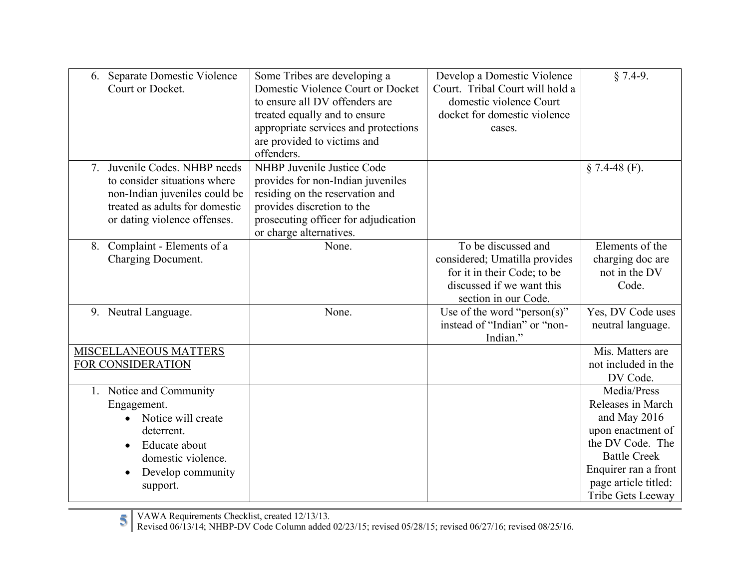| | | | |
|---|---|---|---|
| 6. Separate Domestic Violence Court or Docket. | Some Tribes are developing a Domestic Violence Court or Docket to ensure all DV offenders are treated equally and to ensure appropriate services and protections are provided to victims and offenders. | Develop a Domestic Violence Court. Tribal Court will hold a domestic violence Court docket for domestic violence cases. | § 7.4-9. |
| 7. Juvenile Codes. NHBP needs to consider situations where non-Indian juveniles could be treated as adults for domestic or dating violence offenses. | NHBP Juvenile Justice Code provides for non-Indian juveniles residing on the reservation and provides discretion to the prosecuting officer for adjudication or charge alternatives. | | § 7.4-48 (F). |
| 8. Complaint - Elements of a Charging Document. | None. | To be discussed and considered; Umatilla provides for it in their Code; to be discussed if we want this section in our Code. | Elements of the charging doc are not in the DV Code. |
| 9. Neutral Language. | None. | Use of the word "person(s)" instead of "Indian" or "non-Indian." | Yes, DV Code uses neutral language. |
| <u>MISCELLANEOUS MATTERS FOR CONSIDERATION</u> | | | Mis. Matters are not included in the DV Code. |
| 1. Notice and Community Engagement.<br>• Notice will create deterrent.<br>• Educate about domestic violence.<br>• Develop community support. | | | Media/Press Releases in March and May 2016 upon enactment of the DV Code. The Battle Creek Enquirer ran a front page article titled: Tribe Gets Leeway |

VAWA Requirements Checklist, created 12/13/13.
Revised 06/13/14; NHBP-DV Code Column added 02/23/15; revised 05/28/15; revised 06/27/16; revised 08/25/16.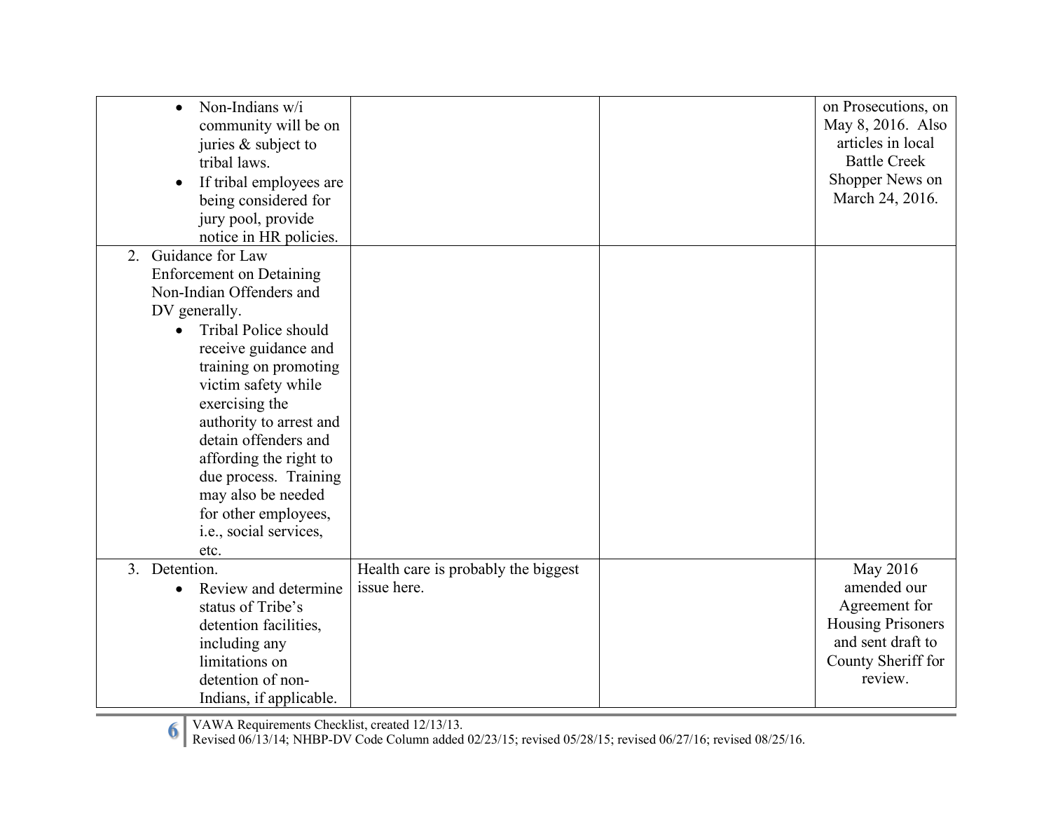| | | | |
|---|---|---|---|
| <ul><li>Non-Indians w/i community will be on juries & subject to tribal laws.</li><li>If tribal employees are being considered for jury pool, provide notice in HR policies.</li></ul> | | | on Prosecutions, on May 8, 2016. Also articles in local Battle Creek Shopper News on March 24, 2016. |
| 2. Guidance for Law Enforcement on Detaining Non-Indian Offenders and DV generally.<ul><li>Tribal Police should receive guidance and training on promoting victim safety while exercising the authority to arrest and detain offenders and affording the right to due process. Training may also be needed for other employees, i.e., social services, etc.</li></ul> | | | |
| 3. Detention.<ul><li>Review and determine status of Tribe's detention facilities, including any limitations on detention of non-Indians, if applicable.</li></ul> | Health care is probably the biggest issue here. | | May 2016 amended our Agreement for Housing Prisoners and sent draft to County Sheriff for review. |

VAWA Requirements Checklist, created 12/13/13.
Revised 06/13/14; NHBP-DV Code Column added 02/23/15; revised 05/28/15; revised 06/27/16; revised 08/25/16.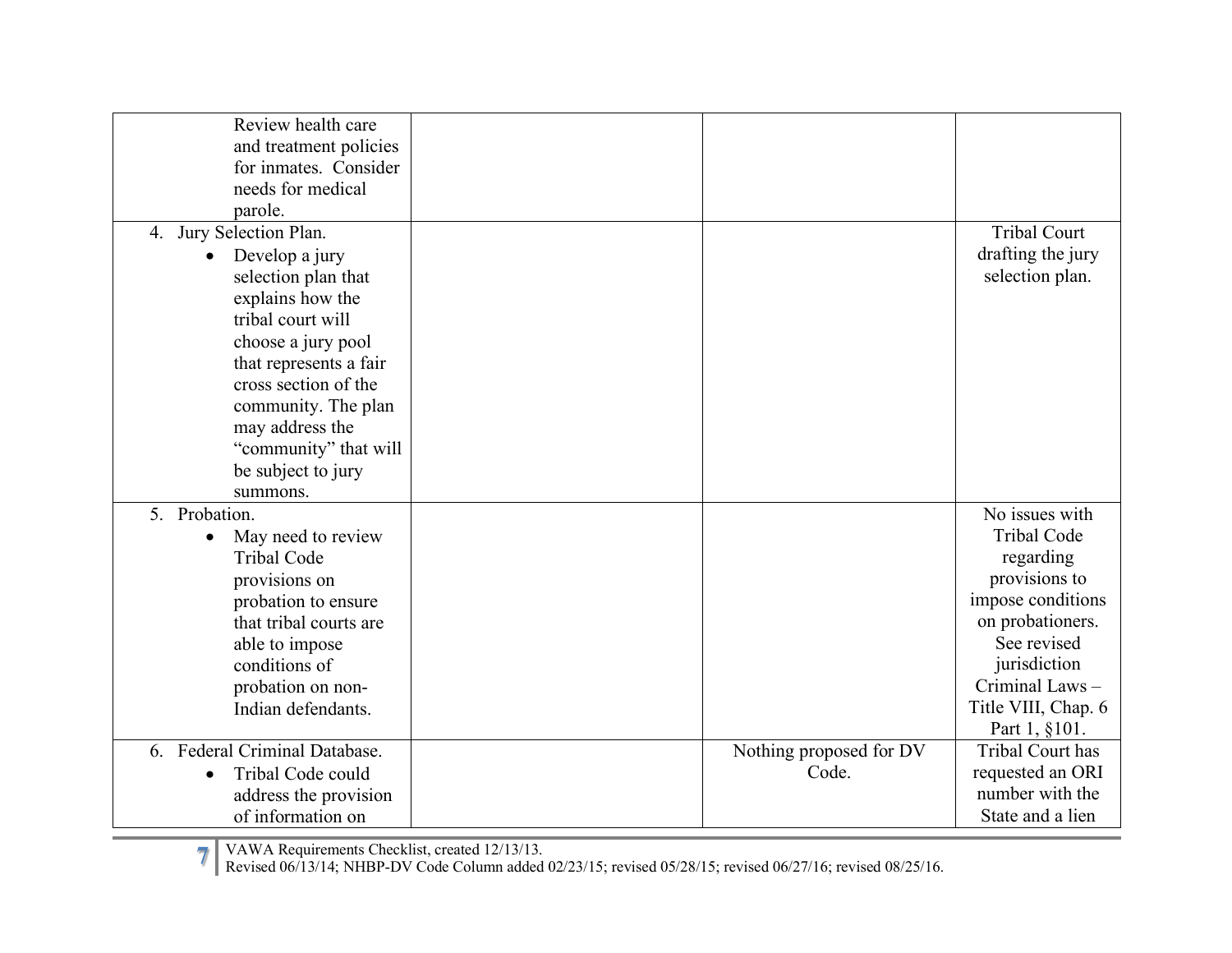| | | | |
|---|---|---|---|
| Review health care and treatment policies for inmates. Consider needs for medical parole. | | | |
| 4. Jury Selection Plan.<br>• Develop a jury selection plan that explains how the tribal court will choose a jury pool that represents a fair cross section of the community. The plan may address the "community" that will be subject to jury summons. | | | Tribal Court drafting the jury selection plan. |
| 5. Probation.<br>• May need to review Tribal Code provisions on probation to ensure that tribal courts are able to impose conditions of probation on non-Indian defendants. | | | No issues with Tribal Code regarding provisions to impose conditions on probationers. See revised jurisdiction Criminal Laws – Title VIII, Chap. 6 Part 1, §101. |
| 6. Federal Criminal Database.<br>• Tribal Code could address the provision of information on | | Nothing proposed for DV Code. | Tribal Court has requested an ORI number with the State and a lien |

VAWA Requirements Checklist, created 12/13/13.
Revised 06/13/14; NHBP-DV Code Column added 02/23/15; revised 05/28/15; revised 06/27/16; revised 08/25/16.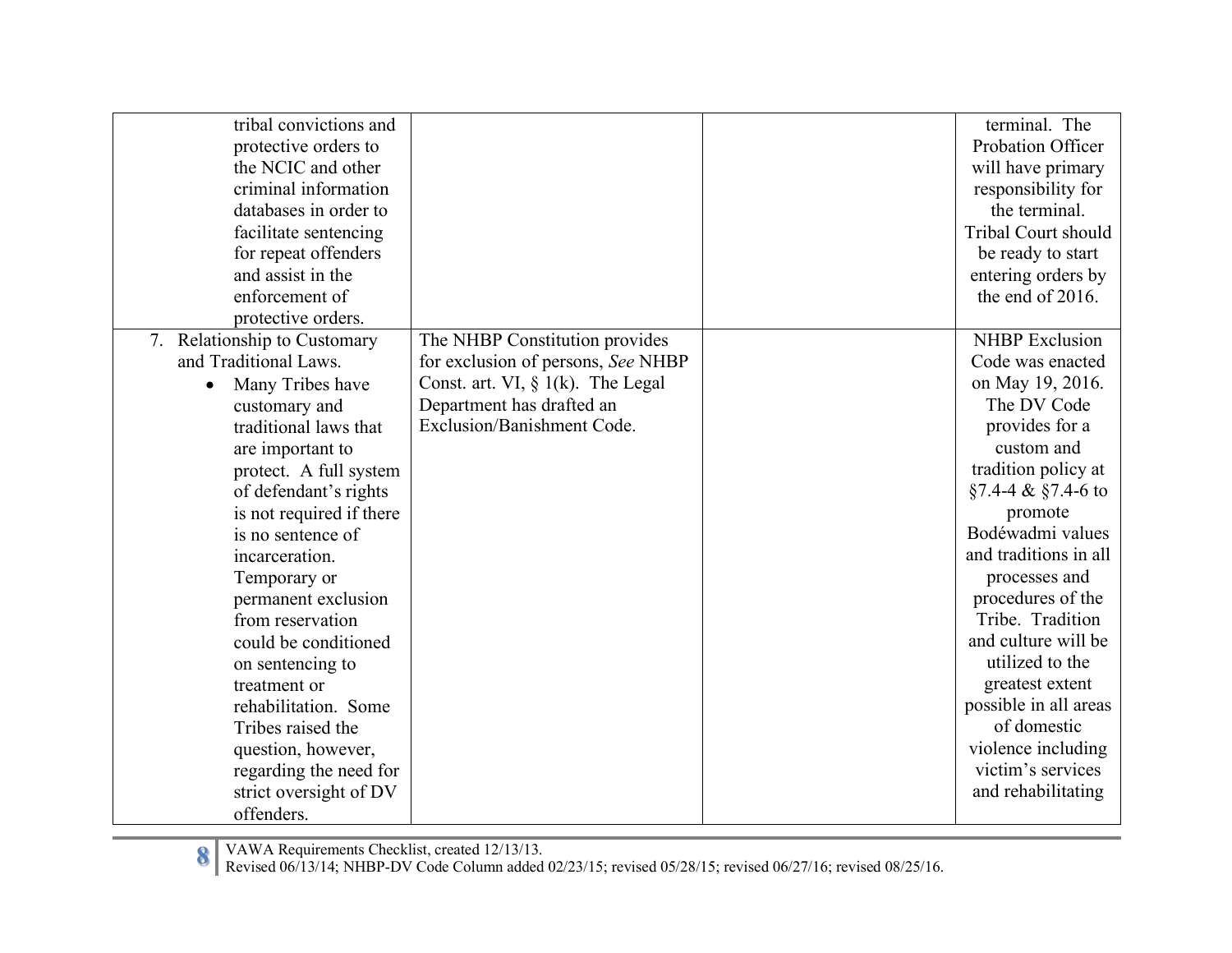| | | | |
|---|---|---|---|
| tribal convictions and protective orders to the NCIC and other criminal information databases in order to facilitate sentencing for repeat offenders and assist in the enforcement of protective orders. | | | terminal. The Probation Officer will have primary responsibility for the terminal. Tribal Court should be ready to start entering orders by the end of 2016. |
| 7. Relationship to Customary and Traditional Laws. <br>• Many Tribes have customary and traditional laws that are important to protect. A full system of defendant's rights is not required if there is no sentence of incarceration. Temporary or permanent exclusion from reservation could be conditioned on sentencing to treatment or rehabilitation. Some Tribes raised the question, however, regarding the need for strict oversight of DV offenders. | The NHBP Constitution provides for exclusion of persons, *See* NHBP Const. art. VI, § 1(k). The Legal Department has drafted an Exclusion/Banishment Code. | | NHBP Exclusion Code was enacted on May 19, 2016. The DV Code provides for a custom and tradition policy at §7.4-4 & §7.4-6 to promote Bodéwadmi values and traditions in all processes and procedures of the Tribe. Tradition and culture will be utilized to the greatest extent possible in all areas of domestic violence including victim's services and rehabilitating |

VAWA Requirements Checklist, created 12/13/13.
Revised 06/13/14; NHBP-DV Code Column added 02/23/15; revised 05/28/15; revised 06/27/16; revised 08/25/16.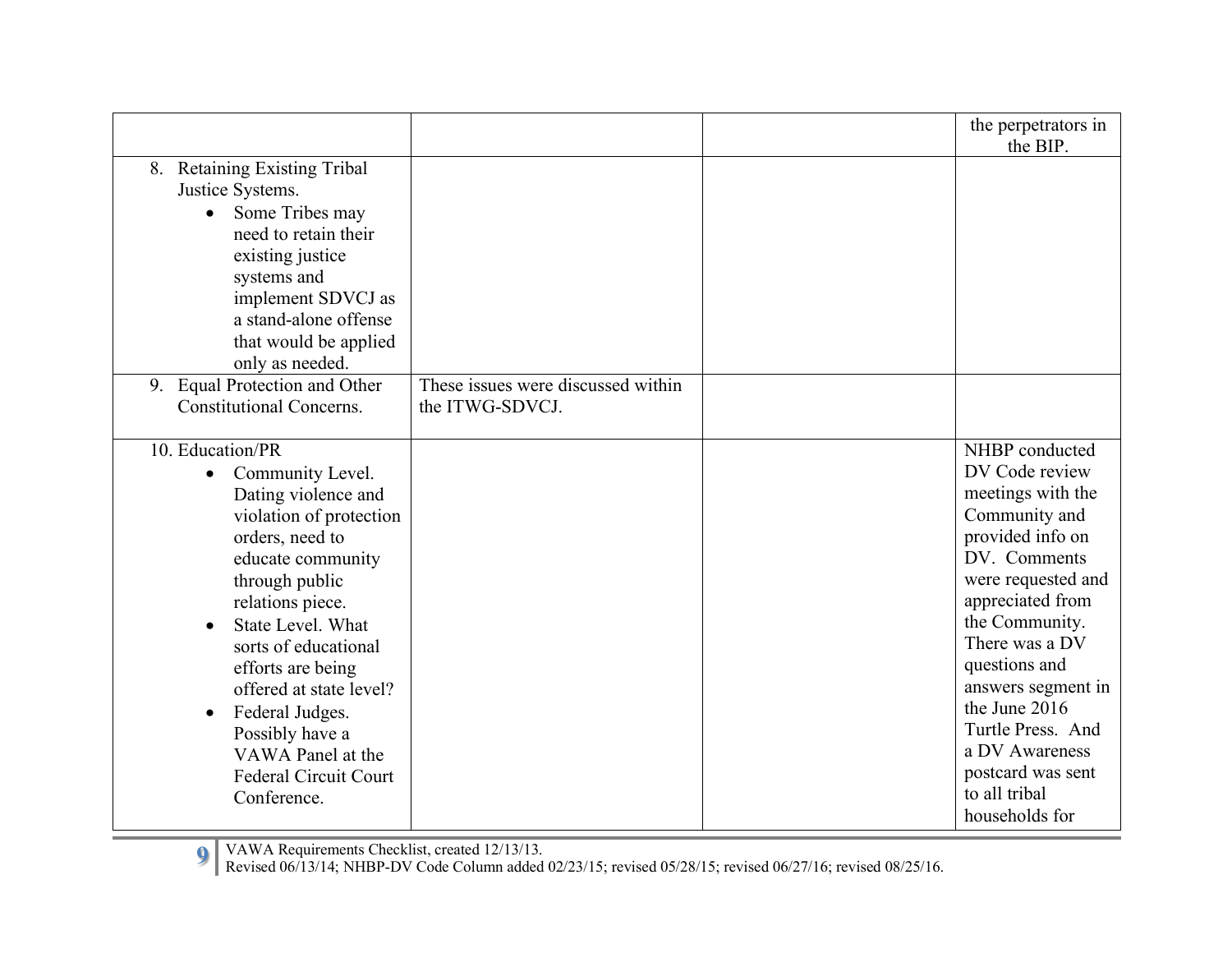| | | | |
|---|---|---|---|
| | | | the perpetrators in the BIP. |
| 8. Retaining Existing Tribal Justice Systems.<br>• Some Tribes may need to retain their existing justice systems and implement SDVCJ as a stand-alone offense that would be applied only as needed. | | | |
| 9. Equal Protection and Other Constitutional Concerns. | These issues were discussed within the ITWG-SDVCJ. | | |
| 10. Education/PR<br>• Community Level. Dating violence and violation of protection orders, need to educate community through public relations piece.<br>• State Level. What sorts of educational efforts are being offered at state level?<br>• Federal Judges. Possibly have a VAWA Panel at the Federal Circuit Court Conference. | | | NHBP conducted DV Code review meetings with the Community and provided info on DV. Comments were requested and appreciated from the Community. There was a DV questions and answers segment in the June 2016 Turtle Press. And a DV Awareness postcard was sent to all tribal households for |

VAWA Requirements Checklist, created 12/13/13.
Revised 06/13/14; NHBP-DV Code Column added 02/23/15; revised 05/28/15; revised 06/27/16; revised 08/25/16.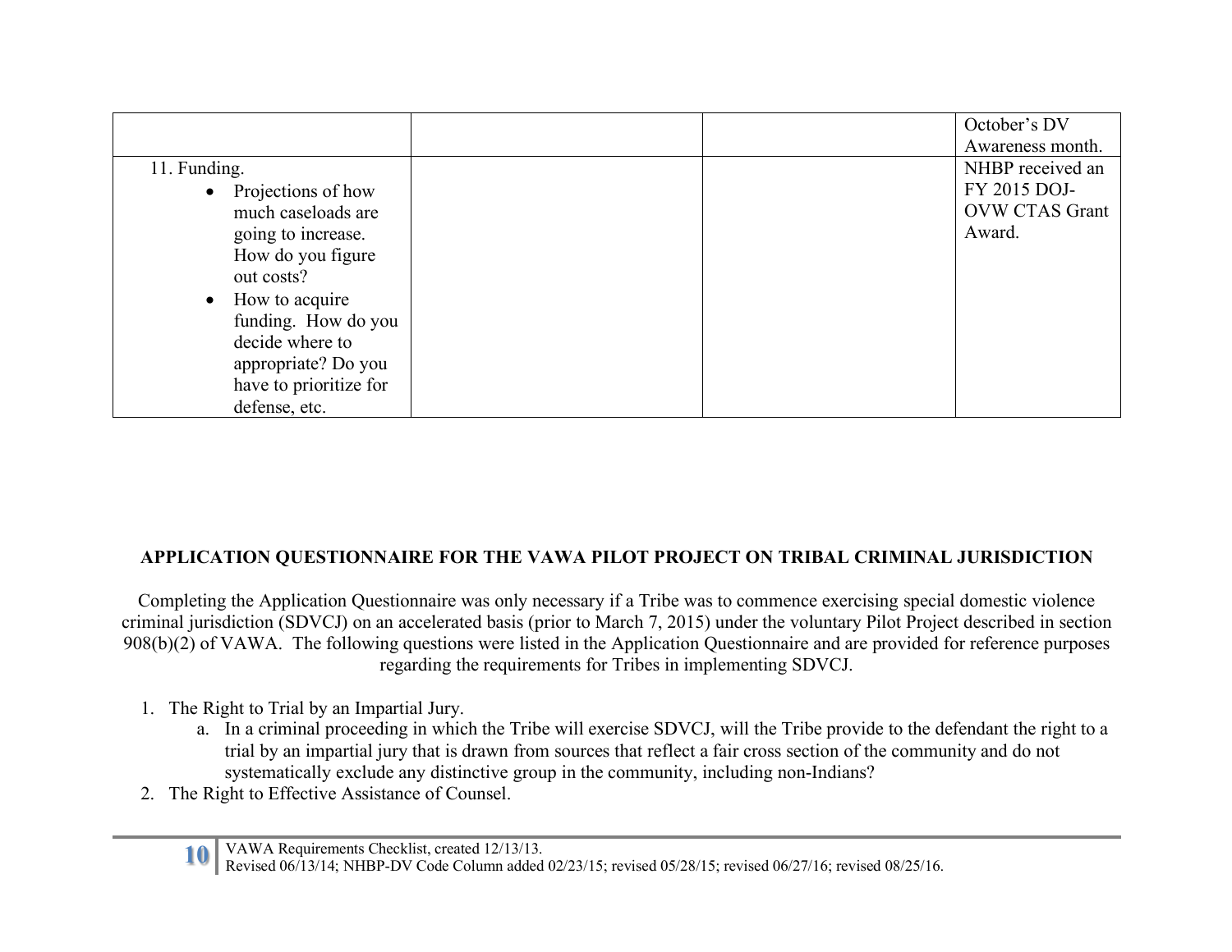| | | | |
|---|---|---|---|
| | | | October's DV Awareness month. |
| 11. Funding.<br>• Projections of how much caseloads are going to increase. How do you figure out costs?<br>• How to acquire funding. How do you decide where to appropriate? Do you have to prioritize for defense, etc. | | | NHBP received an FY 2015 DOJ-OVW CTAS Grant Award. |

**APPLICATION QUESTIONNAIRE FOR THE VAWA PILOT PROJECT ON TRIBAL CRIMINAL JURISDICTION**

Completing the Application Questionnaire was only necessary if a Tribe was to commence exercising special domestic violence criminal jurisdiction (SDVCJ) on an accelerated basis (prior to March 7, 2015) under the voluntary Pilot Project described in section 908(b)(2) of VAWA. The following questions were listed in the Application Questionnaire and are provided for reference purposes regarding the requirements for Tribes in implementing SDVCJ.

1. The Right to Trial by an Impartial Jury.
   a. In a criminal proceeding in which the Tribe will exercise SDVCJ, will the Tribe provide to the defendant the right to a trial by an impartial jury that is drawn from sources that reflect a fair cross section of the community and do not systematically exclude any distinctive group in the community, including non-Indians?
2. The Right to Effective Assistance of Counsel.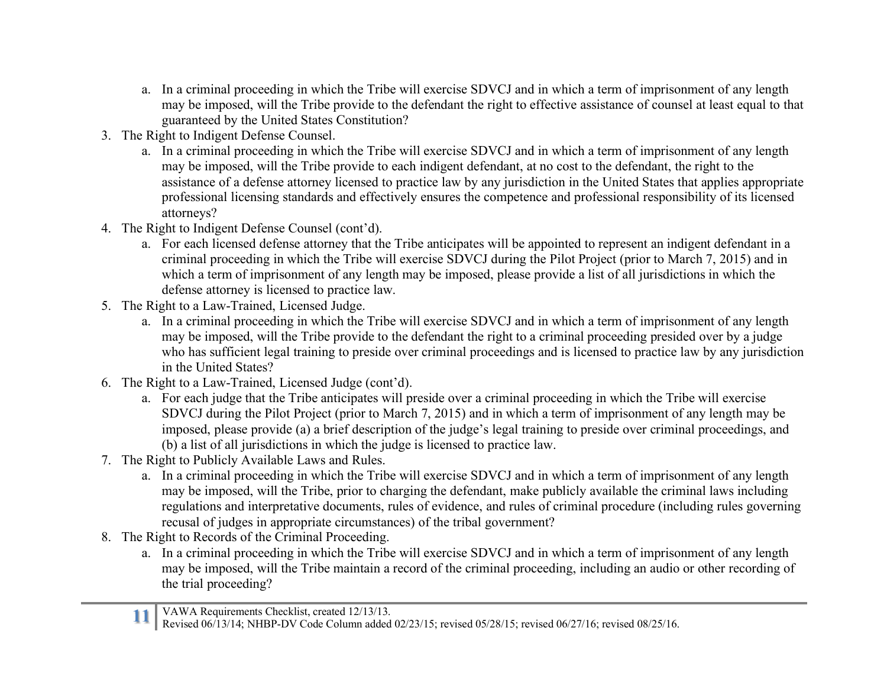a. In a criminal proceeding in which the Tribe will exercise SDVCJ and in which a term of imprisonment of any length may be imposed, will the Tribe provide to the defendant the right to effective assistance of counsel at least equal to that guaranteed by the United States Constitution?

3. The Right to Indigent Defense Counsel.
   a. In a criminal proceeding in which the Tribe will exercise SDVCJ and in which a term of imprisonment of any length may be imposed, will the Tribe provide to each indigent defendant, at no cost to the defendant, the right to the assistance of a defense attorney licensed to practice law by any jurisdiction in the United States that applies appropriate professional licensing standards and effectively ensures the competence and professional responsibility of its licensed attorneys?
4. The Right to Indigent Defense Counsel (cont'd).
   a. For each licensed defense attorney that the Tribe anticipates will be appointed to represent an indigent defendant in a criminal proceeding in which the Tribe will exercise SDVCJ during the Pilot Project (prior to March 7, 2015) and in which a term of imprisonment of any length may be imposed, please provide a list of all jurisdictions in which the defense attorney is licensed to practice law.
5. The Right to a Law-Trained, Licensed Judge.
   a. In a criminal proceeding in which the Tribe will exercise SDVCJ and in which a term of imprisonment of any length may be imposed, will the Tribe provide to the defendant the right to a criminal proceeding presided over by a judge who has sufficient legal training to preside over criminal proceedings and is licensed to practice law by any jurisdiction in the United States?
6. The Right to a Law-Trained, Licensed Judge (cont'd).
   a. For each judge that the Tribe anticipates will preside over a criminal proceeding in which the Tribe will exercise SDVCJ during the Pilot Project (prior to March 7, 2015) and in which a term of imprisonment of any length may be imposed, please provide (a) a brief description of the judge's legal training to preside over criminal proceedings, and (b) a list of all jurisdictions in which the judge is licensed to practice law.
7. The Right to Publicly Available Laws and Rules.
   a. In a criminal proceeding in which the Tribe will exercise SDVCJ and in which a term of imprisonment of any length may be imposed, will the Tribe, prior to charging the defendant, make publicly available the criminal laws including regulations and interpretative documents, rules of evidence, and rules of criminal procedure (including rules governing recusal of judges in appropriate circumstances) of the tribal government?
8. The Right to Records of the Criminal Proceeding.
   a. In a criminal proceeding in which the Tribe will exercise SDVCJ and in which a term of imprisonment of any length may be imposed, will the Tribe maintain a record of the criminal proceeding, including an audio or other recording of the trial proceeding?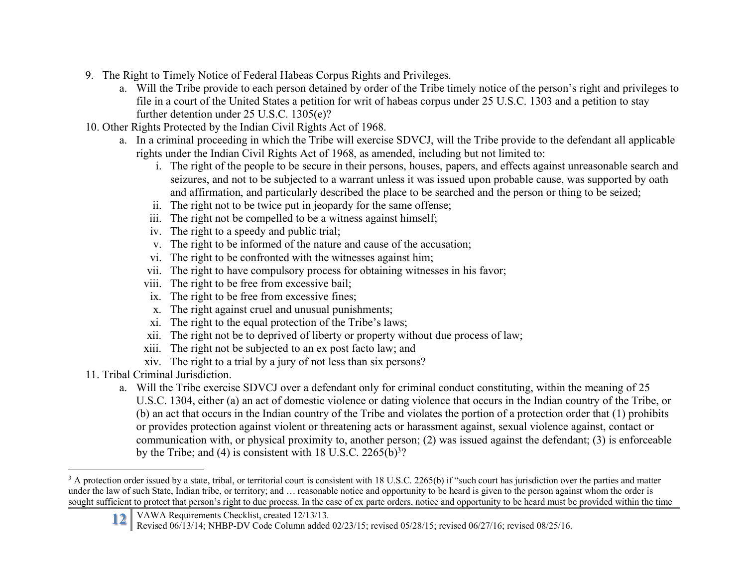9. The Right to Timely Notice of Federal Habeas Corpus Rights and Privileges.
    a. Will the Tribe provide to each person detained by order of the Tribe timely notice of the person's right and privileges to file in a court of the United States a petition for writ of habeas corpus under 25 U.S.C. 1303 and a petition to stay further detention under 25 U.S.C. 1305(e)?
10. Other Rights Protected by the Indian Civil Rights Act of 1968.
    a. In a criminal proceeding in which the Tribe will exercise SDVCJ, will the Tribe provide to the defendant all applicable rights under the Indian Civil Rights Act of 1968, as amended, including but not limited to:
        i. The right of the people to be secure in their persons, houses, papers, and effects against unreasonable search and seizures, and not to be subjected to a warrant unless it was issued upon probable cause, was supported by oath and affirmation, and particularly described the place to be searched and the person or thing to be seized;
        ii. The right not to be twice put in jeopardy for the same offense;
        iii. The right not be compelled to be a witness against himself;
        iv. The right to a speedy and public trial;
        v. The right to be informed of the nature and cause of the accusation;
        vi. The right to be confronted with the witnesses against him;
        vii. The right to have compulsory process for obtaining witnesses in his favor;
        viii. The right to be free from excessive bail;
        ix. The right to be free from excessive fines;
        x. The right against cruel and unusual punishments;
        xi. The right to the equal protection of the Tribe's laws;
        xii. The right not be to deprived of liberty or property without due process of law;
        xiii. The right not be subjected to an ex post facto law; and
        xiv. The right to a trial by a jury of not less than six persons?
11. Tribal Criminal Jurisdiction.
    a. Will the Tribe exercise SDVCJ over a defendant only for criminal conduct constituting, within the meaning of 25 U.S.C. 1304, either (a) an act of domestic violence or dating violence that occurs in the Indian country of the Tribe, or (b) an act that occurs in the Indian country of the Tribe and violates the portion of a protection order that (1) prohibits or provides protection against violent or threatening acts or harassment against, sexual violence against, contact or communication with, or physical proximity to, another person; (2) was issued against the defendant; (3) is enforceable by the Tribe; and (4) is consistent with 18 U.S.C. 2265(b)[3]?

---

[3] A protection order issued by a state, tribal, or territorial court is consistent with 18 U.S.C. 2265(b) if "such court has jurisdiction over the parties and matter under the law of such State, Indian tribe, or territory; and … reasonable notice and opportunity to be heard is given to the person against whom the order is sought sufficient to protect that person's right to due process. In the case of ex parte orders, notice and opportunity to be heard must be provided within the time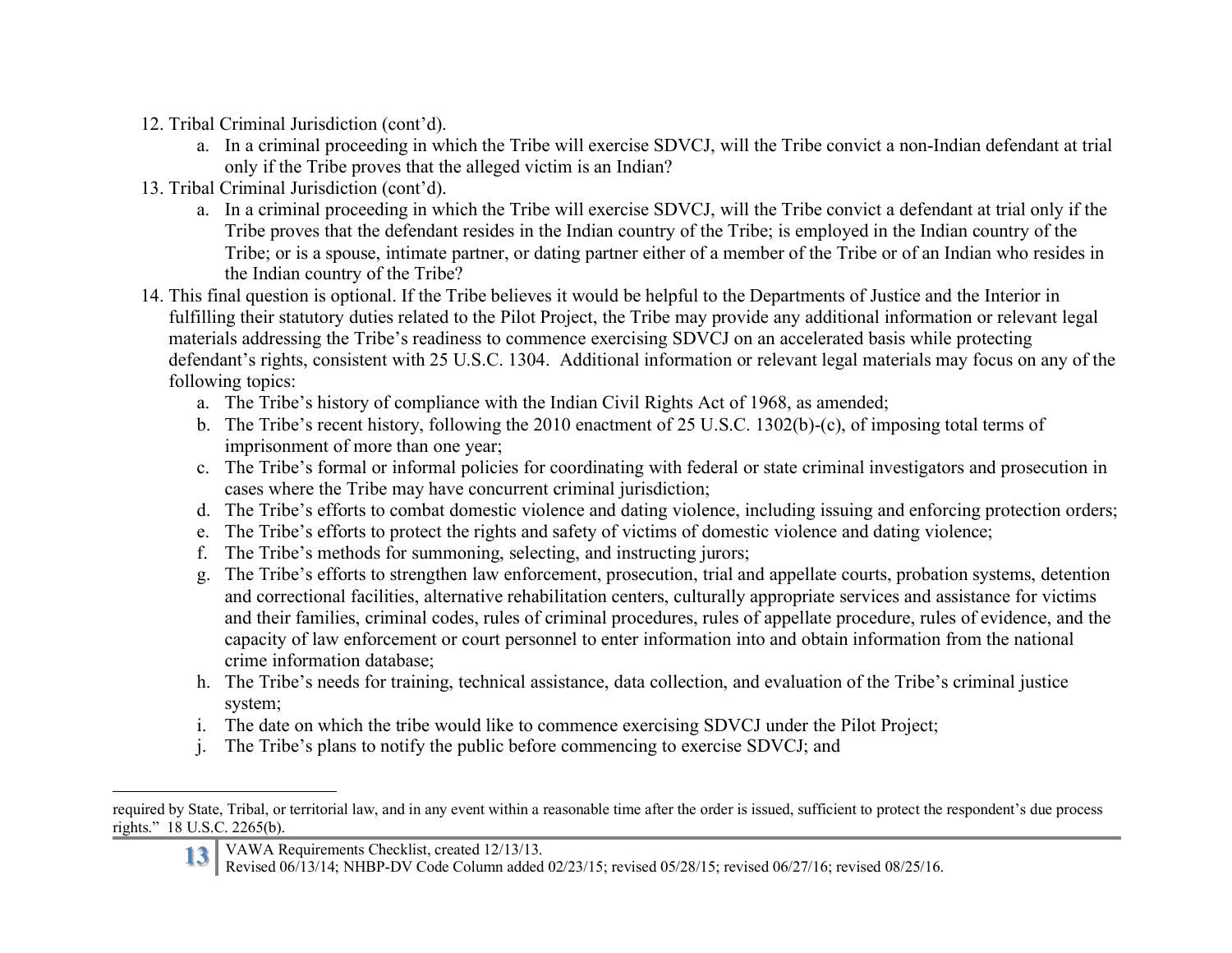12. Tribal Criminal Jurisdiction (cont'd).
    a. In a criminal proceeding in which the Tribe will exercise SDVCJ, will the Tribe convict a non-Indian defendant at trial only if the Tribe proves that the alleged victim is an Indian?
13. Tribal Criminal Jurisdiction (cont'd).
    a. In a criminal proceeding in which the Tribe will exercise SDVCJ, will the Tribe convict a defendant at trial only if the Tribe proves that the defendant resides in the Indian country of the Tribe; is employed in the Indian country of the Tribe; or is a spouse, intimate partner, or dating partner either of a member of the Tribe or of an Indian who resides in the Indian country of the Tribe?
14. This final question is optional. If the Tribe believes it would be helpful to the Departments of Justice and the Interior in fulfilling their statutory duties related to the Pilot Project, the Tribe may provide any additional information or relevant legal materials addressing the Tribe's readiness to commence exercising SDVCJ on an accelerated basis while protecting defendant's rights, consistent with 25 U.S.C. 1304. Additional information or relevant legal materials may focus on any of the following topics:
    a. The Tribe's history of compliance with the Indian Civil Rights Act of 1968, as amended;
    b. The Tribe's recent history, following the 2010 enactment of 25 U.S.C. 1302(b)-(c), of imposing total terms of imprisonment of more than one year;
    c. The Tribe's formal or informal policies for coordinating with federal or state criminal investigators and prosecution in cases where the Tribe may have concurrent criminal jurisdiction;
    d. The Tribe's efforts to combat domestic violence and dating violence, including issuing and enforcing protection orders;
    e. The Tribe's efforts to protect the rights and safety of victims of domestic violence and dating violence;
    f. The Tribe's methods for summoning, selecting, and instructing jurors;
    g. The Tribe's efforts to strengthen law enforcement, prosecution, trial and appellate courts, probation systems, detention and correctional facilities, alternative rehabilitation centers, culturally appropriate services and assistance for victims and their families, criminal codes, rules of criminal procedures, rules of appellate procedure, rules of evidence, and the capacity of law enforcement or court personnel to enter information into and obtain information from the national crime information database;
    h. The Tribe's needs for training, technical assistance, data collection, and evaluation of the Tribe's criminal justice system;
    i. The date on which the tribe would like to commence exercising SDVCJ under the Pilot Project;
    j. The Tribe's plans to notify the public before commencing to exercise SDVCJ; and

---

required by State, Tribal, or territorial law, and in any event within a reasonable time after the order is issued, sufficient to protect the respondent's due process rights." 18 U.S.C. 2265(b).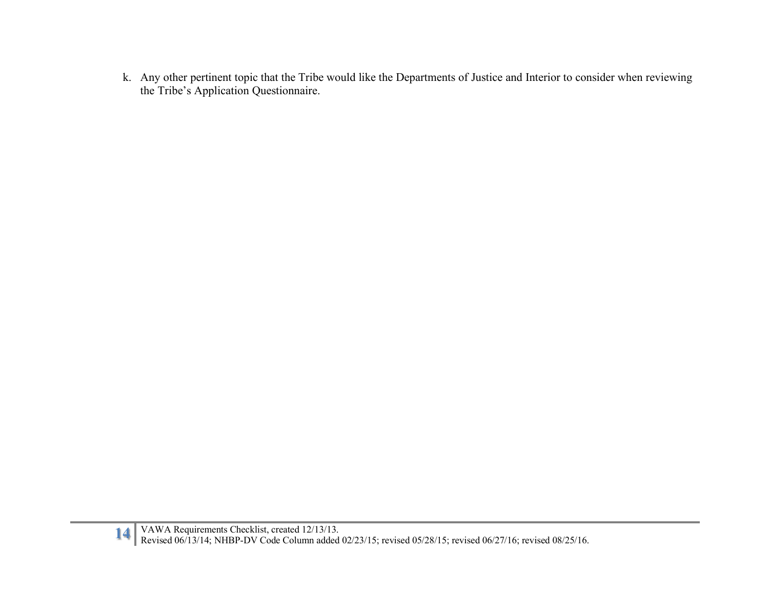k. Any other pertinent topic that the Tribe would like the Departments of Justice and Interior to consider when reviewing the Tribe's Application Questionnaire.